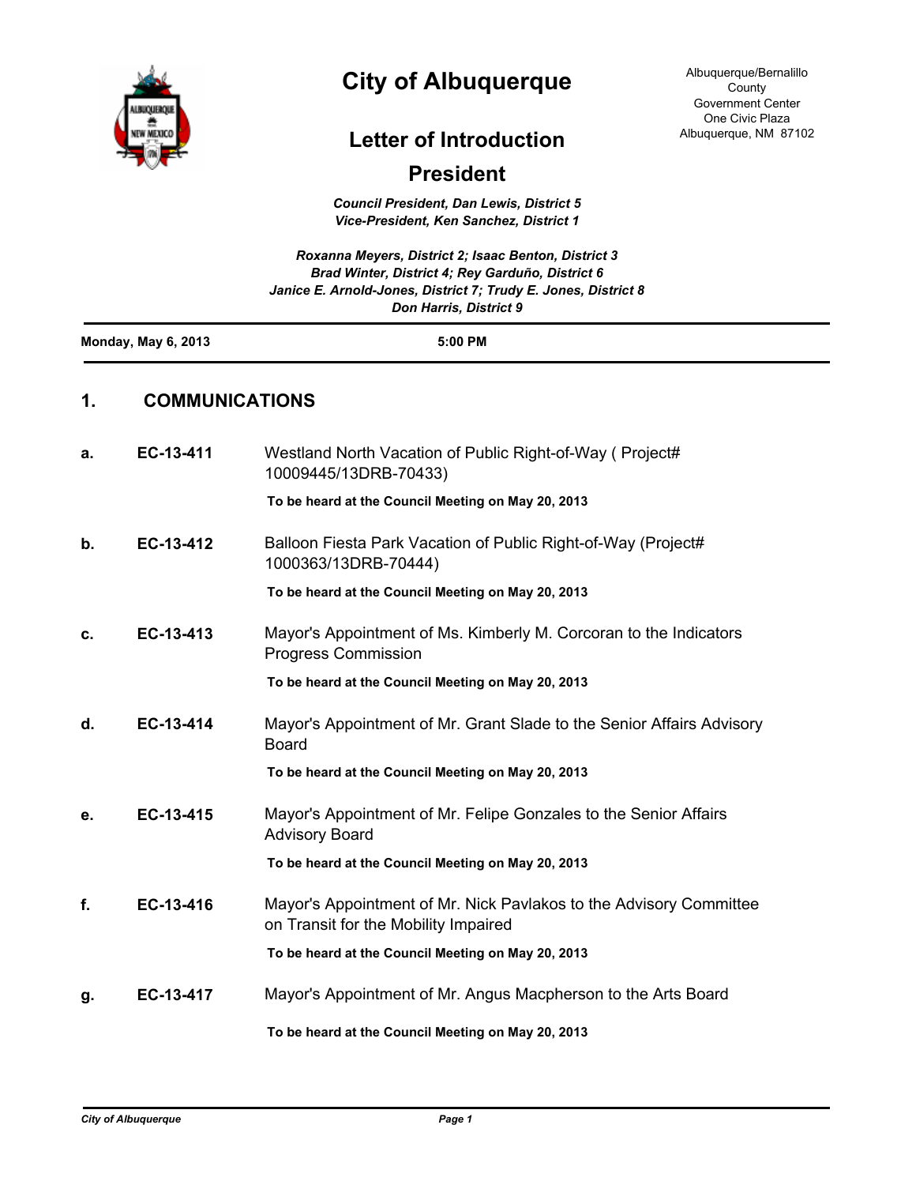# City of Albuquerque

Albuquerque/Bernalillo County Government Center
One Civic Plaza
Albuquerque, NM 87102

## Letter of Introduction

## President

*Council President, Dan Lewis, District 5*
*Vice-President, Ken Sanchez, District 1*

*Roxanna Meyers, District 2; Isaac Benton, District 3*
*Brad Winter, District 4; Rey Garduño, District 6*
*Janice E. Arnold-Jones, District 7; Trudy E. Jones, District 8*
*Don Harris, District 9*

**Monday, May 6, 2013** **5:00 PM**

## 1. COMMUNICATIONS

**a. EC-13-411** Westland North Vacation of Public Right-of-Way ( Project# 10009445/13DRB-70433)

**To be heard at the Council Meeting on May 20, 2013**

**b. EC-13-412** Balloon Fiesta Park Vacation of Public Right-of-Way (Project# 1000363/13DRB-70444)

**To be heard at the Council Meeting on May 20, 2013**

**c. EC-13-413** Mayor's Appointment of Ms. Kimberly M. Corcoran to the Indicators Progress Commission

**To be heard at the Council Meeting on May 20, 2013**

**d. EC-13-414** Mayor's Appointment of Mr. Grant Slade to the Senior Affairs Advisory Board

**To be heard at the Council Meeting on May 20, 2013**

**e. EC-13-415** Mayor's Appointment of Mr. Felipe Gonzales to the Senior Affairs Advisory Board

**To be heard at the Council Meeting on May 20, 2013**

**f. EC-13-416** Mayor's Appointment of Mr. Nick Pavlakos to the Advisory Committee on Transit for the Mobility Impaired

**To be heard at the Council Meeting on May 20, 2013**

**g. EC-13-417** Mayor's Appointment of Mr. Angus Macpherson to the Arts Board

**To be heard at the Council Meeting on May 20, 2013**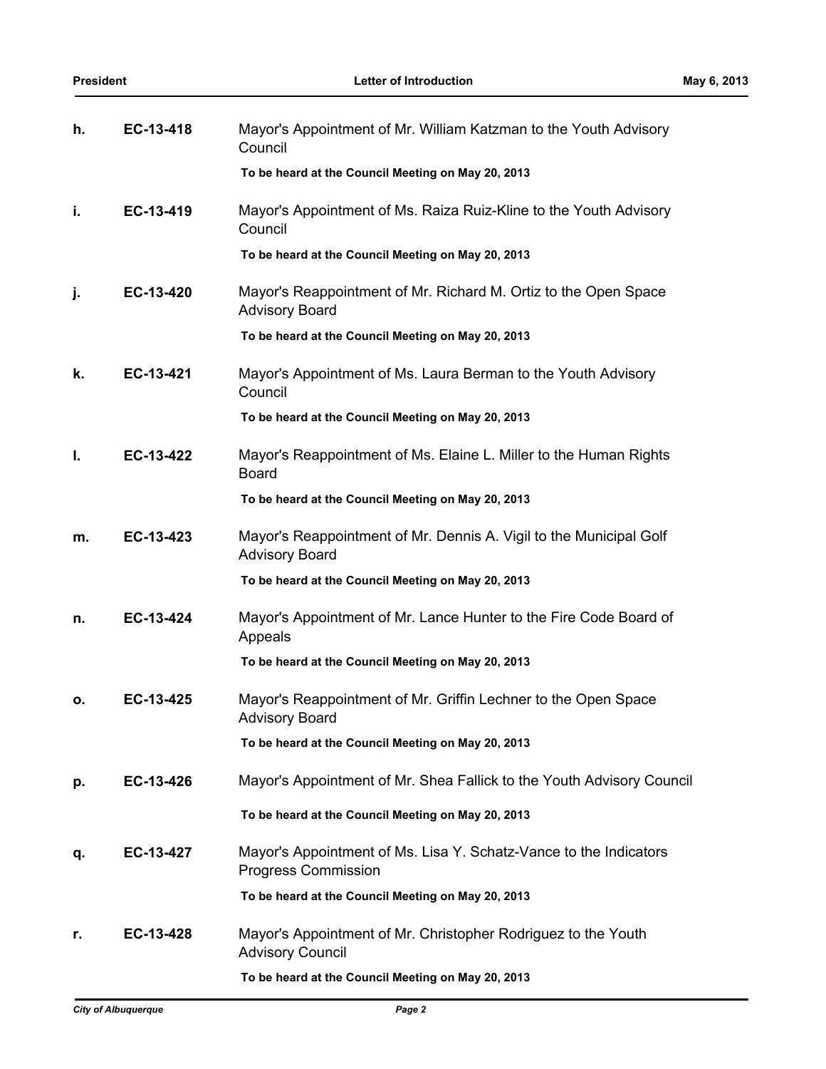| | | |
|---|---|---|
| h. | EC-13-418 | Mayor's Appointment of Mr. William Katzman to the Youth Advisory Council<br>**To be heard at the Council Meeting on May 20, 2013** |
| i. | EC-13-419 | Mayor's Appointment of Ms. Raiza Ruiz-Kline to the Youth Advisory Council<br>**To be heard at the Council Meeting on May 20, 2013** |
| j. | EC-13-420 | Mayor's Reappointment of Mr. Richard M. Ortiz to the Open Space Advisory Board<br>**To be heard at the Council Meeting on May 20, 2013** |
| k. | EC-13-421 | Mayor's Appointment of Ms. Laura Berman to the Youth Advisory Council<br>**To be heard at the Council Meeting on May 20, 2013** |
| l. | EC-13-422 | Mayor's Reappointment of Ms. Elaine L. Miller to the Human Rights Board<br>**To be heard at the Council Meeting on May 20, 2013** |
| m. | EC-13-423 | Mayor's Reappointment of Mr. Dennis A. Vigil to the Municipal Golf Advisory Board<br>**To be heard at the Council Meeting on May 20, 2013** |
| n. | EC-13-424 | Mayor's Appointment of Mr. Lance Hunter to the Fire Code Board of Appeals<br>**To be heard at the Council Meeting on May 20, 2013** |
| o. | EC-13-425 | Mayor's Reappointment of Mr. Griffin Lechner to the Open Space Advisory Board<br>**To be heard at the Council Meeting on May 20, 2013** |
| p. | EC-13-426 | Mayor's Appointment of Mr. Shea Fallick to the Youth Advisory Council<br>**To be heard at the Council Meeting on May 20, 2013** |
| q. | EC-13-427 | Mayor's Appointment of Ms. Lisa Y. Schatz-Vance to the Indicators Progress Commission<br>**To be heard at the Council Meeting on May 20, 2013** |
| r. | EC-13-428 | Mayor's Appointment of Mr. Christopher Rodriguez to the Youth Advisory Council<br>**To be heard at the Council Meeting on May 20, 2013** |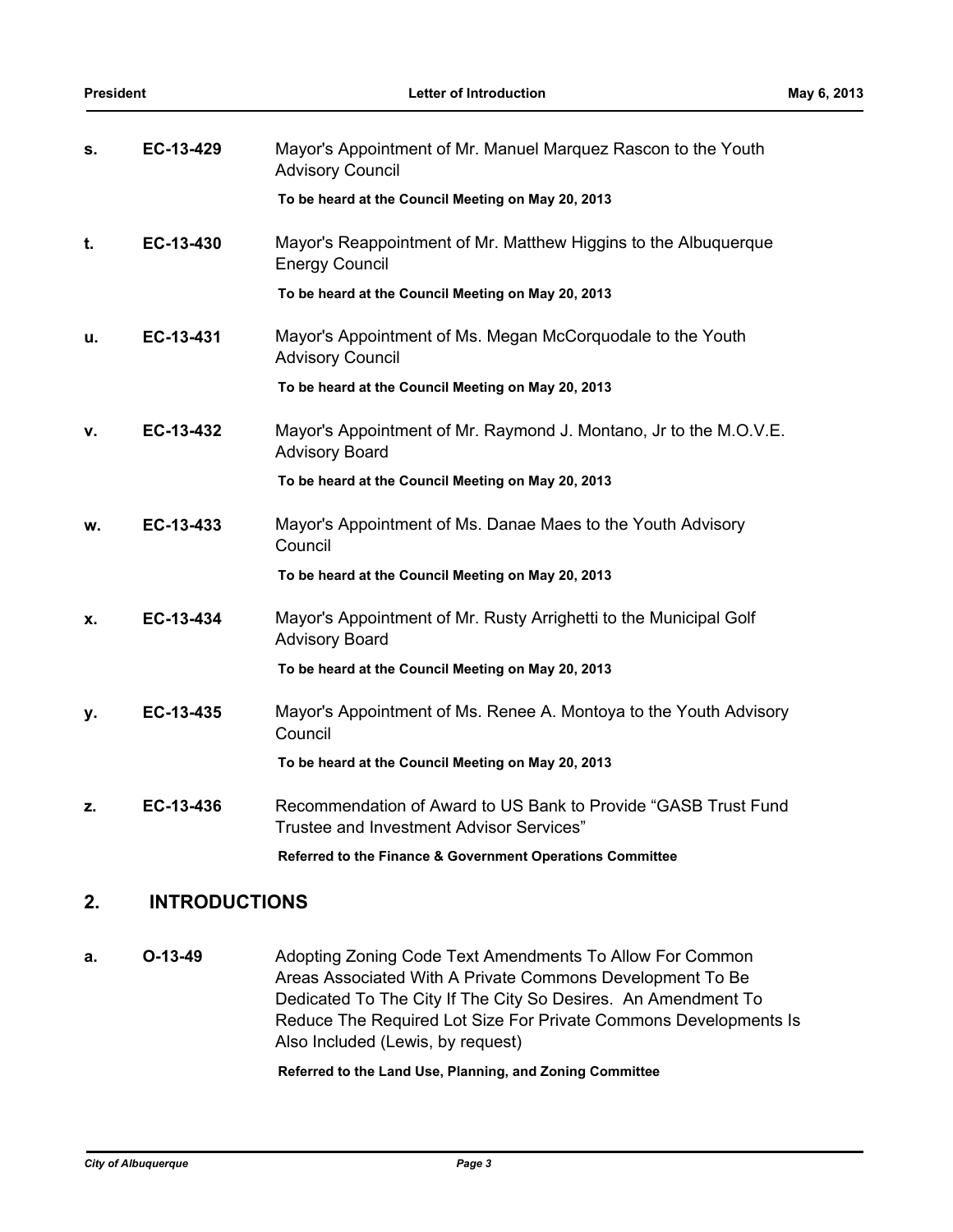**s.** **EC-13-429** Mayor's Appointment of Mr. Manuel Marquez Rascon to the Youth Advisory Council

**To be heard at the Council Meeting on May 20, 2013**

**t.** **EC-13-430** Mayor's Reappointment of Mr. Matthew Higgins to the Albuquerque Energy Council

**To be heard at the Council Meeting on May 20, 2013**

**u.** **EC-13-431** Mayor's Appointment of Ms. Megan McCorquodale to the Youth Advisory Council

**To be heard at the Council Meeting on May 20, 2013**

**v.** **EC-13-432** Mayor's Appointment of Mr. Raymond J. Montano, Jr to the M.O.V.E. Advisory Board

**To be heard at the Council Meeting on May 20, 2013**

**w.** **EC-13-433** Mayor's Appointment of Ms. Danae Maes to the Youth Advisory Council

**To be heard at the Council Meeting on May 20, 2013**

**x.** **EC-13-434** Mayor's Appointment of Mr. Rusty Arrighetti to the Municipal Golf Advisory Board

**To be heard at the Council Meeting on May 20, 2013**

**y.** **EC-13-435** Mayor's Appointment of Ms. Renee A. Montoya to the Youth Advisory Council

**To be heard at the Council Meeting on May 20, 2013**

**z.** **EC-13-436** Recommendation of Award to US Bank to Provide "GASB Trust Fund Trustee and Investment Advisor Services"

**Referred to the Finance & Government Operations Committee**

## 2. INTRODUCTIONS

**a.** **O-13-49** Adopting Zoning Code Text Amendments To Allow For Common Areas Associated With A Private Commons Development To Be Dedicated To The City If The City So Desires. An Amendment To Reduce The Required Lot Size For Private Commons Developments Is Also Included (Lewis, by request)

**Referred to the Land Use, Planning, and Zoning Committee**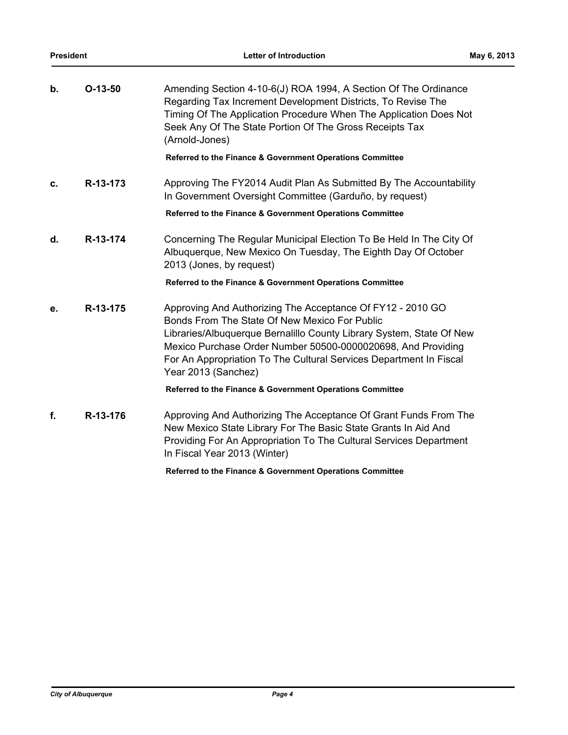**b.** **O-13-50** Amending Section 4-10-6(J) ROA 1994, A Section Of The Ordinance Regarding Tax Increment Development Districts, To Revise The Timing Of The Application Procedure When The Application Does Not Seek Any Of The State Portion Of The Gross Receipts Tax (Arnold-Jones)

**Referred to the Finance & Government Operations Committee**

**c.** **R-13-173** Approving The FY2014 Audit Plan As Submitted By The Accountability In Government Oversight Committee (Garduño, by request)

**Referred to the Finance & Government Operations Committee**

**d.** **R-13-174** Concerning The Regular Municipal Election To Be Held In The City Of Albuquerque, New Mexico On Tuesday, The Eighth Day Of October 2013 (Jones, by request)

**Referred to the Finance & Government Operations Committee**

**e.** **R-13-175** Approving And Authorizing The Acceptance Of FY12 - 2010 GO Bonds From The State Of New Mexico For Public Libraries/Albuquerque Bernalillo County Library System, State Of New Mexico Purchase Order Number 50500-0000020698, And Providing For An Appropriation To The Cultural Services Department In Fiscal Year 2013 (Sanchez)

**Referred to the Finance & Government Operations Committee**

**f.** **R-13-176** Approving And Authorizing The Acceptance Of Grant Funds From The New Mexico State Library For The Basic State Grants In Aid And Providing For An Appropriation To The Cultural Services Department In Fiscal Year 2013 (Winter)

**Referred to the Finance & Government Operations Committee**